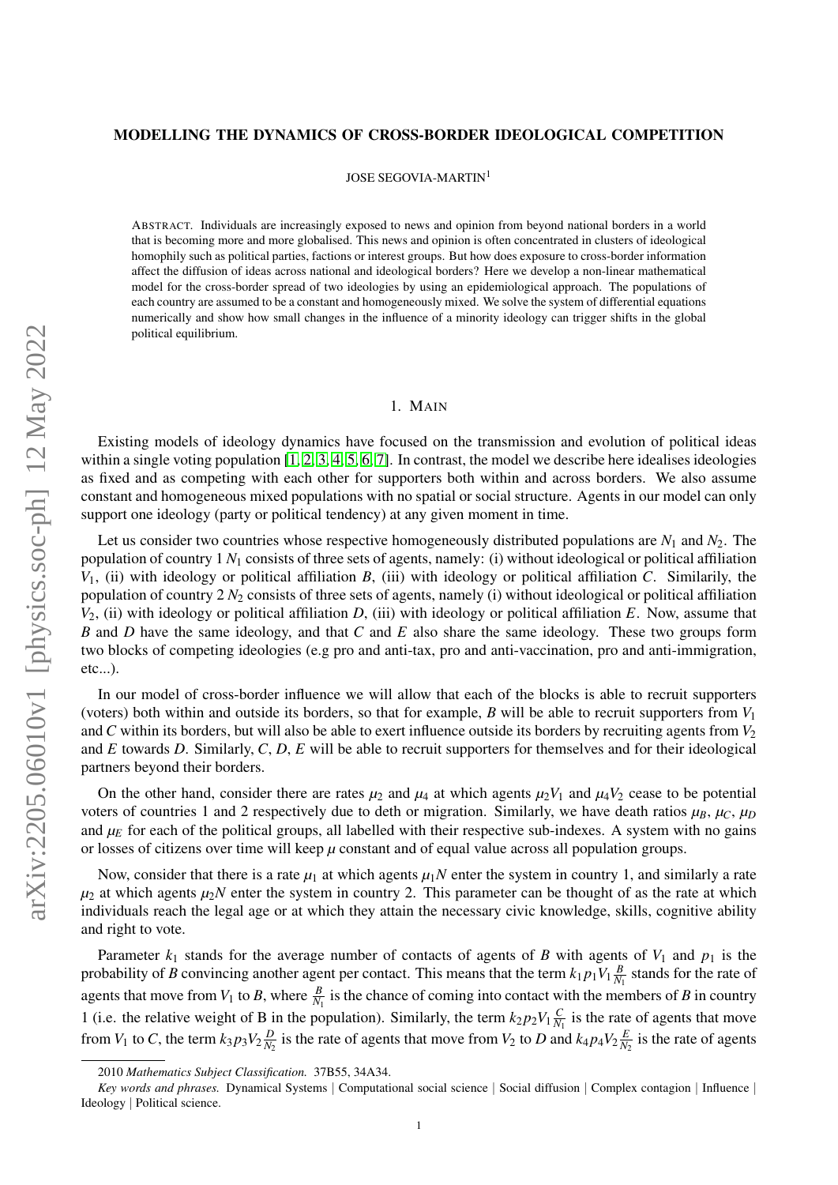# MODELLING THE DYNAMICS OF CROSS-BORDER IDEOLOGICAL COMPETITION

JOSE SEGOVIA-MARTIN[1]

ABSTRACT. Individuals are increasingly exposed to news and opinion from beyond national borders in a world that is becoming more and more globalised. This news and opinion is often concentrated in clusters of ideological homophily such as political parties, factions or interest groups. But how does exposure to cross-border information affect the diffusion of ideas across national and ideological borders? Here we develop a non-linear mathematical model for the cross-border spread of two ideologies by using an epidemiological approach. The populations of each country are assumed to be a constant and homogeneously mixed. We solve the system of differential equations numerically and show how small changes in the influence of a minority ideology can trigger shifts in the global political equilibrium.

## 1. MAIN

Existing models of ideology dynamics have focused on the transmission and evolution of political ideas within a single voting population [1, 2, 3, 4, 5, 6, 7]. In contrast, the model we describe here idealises ideologies as fixed and as competing with each other for supporters both within and across borders. We also assume constant and homogeneous mixed populations with no spatial or social structure. Agents in our model can only support one ideology (party or political tendency) at any given moment in time.

Let us consider two countries whose respective homogeneously distributed populations are $N_1$ and $N_2$. The population of country 1 $N_1$ consists of three sets of agents, namely: (i) without ideological or political affiliation $V_1$, (ii) with ideology or political affiliation $B$, (iii) with ideology or political affiliation $C$. Similarily, the population of country 2 $N_2$ consists of three sets of agents, namely (i) without ideological or political affiliation $V_2$, (ii) with ideology or political affiliation $D$, (iii) with ideology or political affiliation $E$. Now, assume that $B$ and $D$ have the same ideology, and that $C$ and $E$ also share the same ideology. These two groups form two blocks of competing ideologies (e.g pro and anti-tax, pro and anti-vaccination, pro and anti-immigration, etc...).

In our model of cross-border influence we will allow that each of the blocks is able to recruit supporters (voters) both within and outside its borders, so that for example, $B$ will be able to recruit supporters from $V_1$ and $C$ within its borders, but will also be able to exert influence outside its borders by recruiting agents from $V_2$ and $E$ towards $D$. Similarly, $C$, $D$, $E$ will be able to recruit supporters for themselves and for their ideological partners beyond their borders.

On the other hand, consider there are rates $\mu_2$ and $\mu_4$ at which agents $\mu_2 V_1$ and $\mu_4 V_2$ cease to be potential voters of countries 1 and 2 respectively due to deth or migration. Similarly, we have death ratios $\mu_B$, $\mu_C$, $\mu_D$ and $\mu_E$ for each of the political groups, all labelled with their respective sub-indexes. A system with no gains or losses of citizens over time will keep $\mu$ constant and of equal value across all population groups.

Now, consider that there is a rate $\mu_1$ at which agents $\mu_1 N$ enter the system in country 1, and similarly a rate $\mu_2$ at which agents $\mu_2 N$ enter the system in country 2. This parameter can be thought of as the rate at which individuals reach the legal age or at which they attain the necessary civic knowledge, skills, cognitive ability and right to vote.

Parameter $k_1$ stands for the average number of contacts of agents of $B$ with agents of $V_1$ and $p_1$ is the probability of $B$ convincing another agent per contact. This means that the term $k_1 p_1 V_1 \frac{B}{N_1}$ stands for the rate of agents that move from $V_1$ to $B$, where $\frac{B}{N_1}$ is the chance of coming into contact with the members of $B$ in country 1 (i.e. the relative weight of B in the population). Similarly, the term $k_2 p_2 V_1 \frac{C}{N_1}$ is the rate of agents that move from $V_1$ to $C$, the term $k_3 p_3 V_2 \frac{D}{N_2}$ is the rate of agents that move from $V_2$ to $D$ and $k_4 p_4 V_2 \frac{E}{N_2}$ is the rate of agents

2010 *Mathematics Subject Classification.* 37B55, 34A34.

*Key words and phrases.* Dynamical Systems | Computational social science | Social diffusion | Complex contagion | Influence | Ideology | Political science.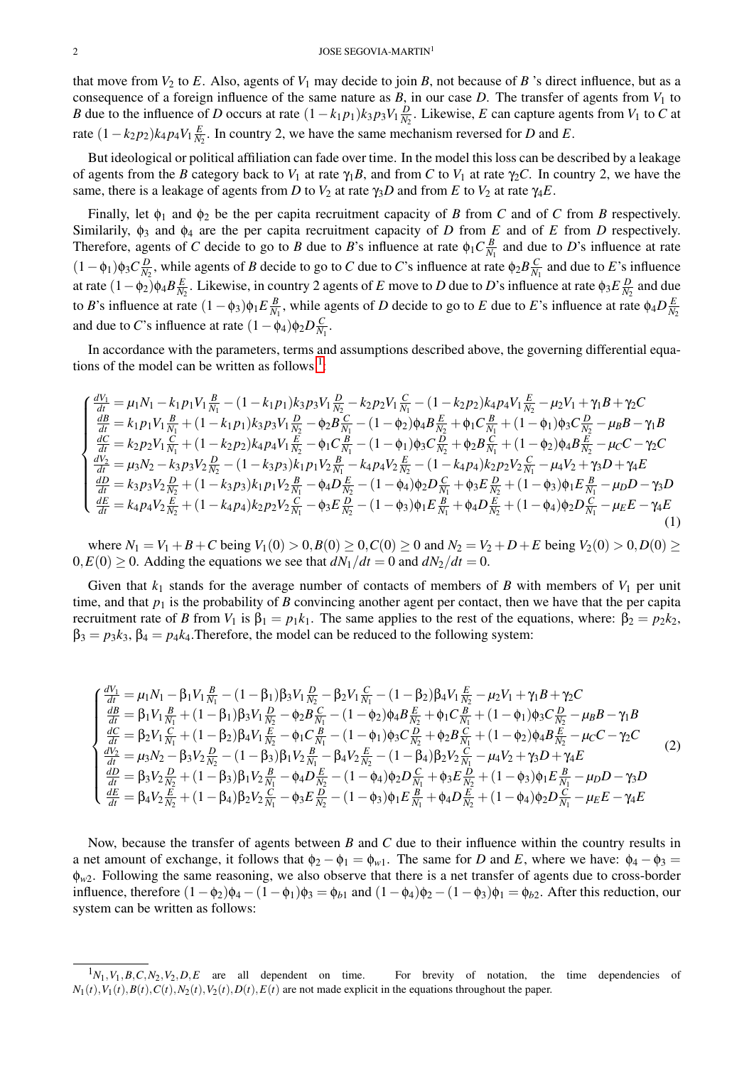that move from $V_2$ to $E$. Also, agents of $V_1$ may decide to join $B$, not because of $B$ 's direct influence, but as a consequence of a foreign influence of the same nature as $B$, in our case $D$. The transfer of agents from $V_1$ to $B$ due to the influence of $D$ occurs at rate $(1-k_1p_1)k_3p_3V_1\frac{D}{N_2}$. Likewise, $E$ can capture agents from $V_1$ to $C$ at rate $(1-k_2p_2)k_4p_4V_1\frac{E}{N_2}$. In country 2, we have the same mechanism reversed for $D$ and $E$.

But ideological or political affiliation can fade over time. In the model this loss can be described by a leakage of agents from the $B$ category back to $V_1$ at rate $\gamma_1 B$, and from $C$ to $V_1$ at rate $\gamma_2 C$. In country 2, we have the same, there is a leakage of agents from $D$ to $V_2$ at rate $\gamma_3 D$ and from $E$ to $V_2$ at rate $\gamma_4 E$.

Finally, let $\phi_1$ and $\phi_2$ be the per capita recruitment capacity of $B$ from $C$ and of $C$ from $B$ respectively. Similarly, $\phi_3$ and $\phi_4$ are the per capita recruitment capacity of $D$ from $E$ and of $E$ from $D$ respectively. Therefore, agents of $C$ decide to go to $B$ due to $B$'s influence at rate $\phi_1 C\frac{B}{N_1}$ and due to $D$'s influence at rate $(1-\phi_1)\phi_3 C\frac{D}{N_2}$, while agents of $B$ decide to go to $C$ due to $C$'s influence at rate $\phi_2 B\frac{C}{N_1}$ and due to $E$'s influence at rate $(1-\phi_2)\phi_4 B\frac{E}{N_2}$. Likewise, in country 2 agents of $E$ move to $D$ due to $D$'s influence at rate $\phi_3 E\frac{D}{N_2}$ and due to $B$'s influence at rate $(1-\phi_3)\phi_1 E\frac{B}{N_1}$, while agents of $D$ decide to go to $E$ due to $E$'s influence at rate $\phi_4 D\frac{E}{N_2}$ and due to $C$'s influence at rate $(1-\phi_4)\phi_2 D\frac{C}{N_1}$.

In accordance with the parameters, terms and assumptions described above, the governing differential equations of the model can be written as follows [1]:

$$
\begin{cases}
\frac{dV_1}{dt} = \mu_1 N_1 - k_1p_1V_1\frac{B}{N_1} - (1-k_1p_1)k_3p_3V_1\frac{D}{N_2} - k_2p_2V_1\frac{C}{N_1} - (1-k_2p_2)k_4p_4V_1\frac{E}{N_2} - \mu_2 V_1 + \gamma_1 B + \gamma_2 C \\
\frac{dB}{dt} = k_1p_1V_1\frac{B}{N_1} + (1-k_1p_1)k_3p_3V_1\frac{D}{N_2} - \phi_2 B\frac{C}{N_1} - (1-\phi_2)\phi_4 B\frac{E}{N_2} + \phi_1 C\frac{B}{N_1} + (1-\phi_1)\phi_3 C\frac{D}{N_2} - \mu_B B - \gamma_1 B \\
\frac{dC}{dt} = k_2p_2V_1\frac{C}{N_1} + (1-k_2p_2)k_4p_4V_1\frac{E}{N_2} - \phi_1 C\frac{B}{N_1} - (1-\phi_1)\phi_3 C\frac{D}{N_2} + \phi_2 B\frac{C}{N_1} + (1-\phi_2)\phi_4 B\frac{E}{N_2} - \mu_C C - \gamma_2 C \\
\frac{dV_2}{dt} = \mu_3 N_2 - k_3p_3V_2\frac{D}{N_2} - (1-k_3p_3)k_1p_1V_2\frac{B}{N_1} - k_4p_4V_2\frac{E}{N_2} - (1-k_4p_4)k_2p_2V_2\frac{C}{N_1} - \mu_4 V_2 + \gamma_3 D + \gamma_4 E \\
\frac{dD}{dt} = k_3p_3V_2\frac{D}{N_2} + (1-k_3p_3)k_1p_1V_2\frac{B}{N_1} - \phi_4 D\frac{E}{N_2} - (1-\phi_4)\phi_2 D\frac{C}{N_1} + \phi_3 E\frac{D}{N_2} + (1-\phi_3)\phi_1 E\frac{B}{N_1} - \mu_D D - \gamma_3 D \\
\frac{dE}{dt} = k_4p_4V_2\frac{E}{N_2} + (1-k_4p_4)k_2p_2V_2\frac{C}{N_1} - \phi_3 E\frac{D}{N_2} - (1-\phi_3)\phi_1 E\frac{B}{N_1} + \phi_4 D\frac{E}{N_2} + (1-\phi_4)\phi_2 D\frac{C}{N_1} - \mu_E E - \gamma_4 E
\end{cases}
\tag{1}
$$

where $N_1 = V_1 + B + C$ being $V_1(0) > 0, B(0) \geq 0, C(0) \geq 0$ and $N_2 = V_2 + D + E$ being $V_2(0) > 0, D(0) \geq 0, E(0) \geq 0$. Adding the equations we see that $dN_1/dt = 0$ and $dN_2/dt = 0$.

Given that $k_1$ stands for the average number of contacts of members of $B$ with members of $V_1$ per unit time, and that $p_1$ is the probability of $B$ convincing another agent per contact, then we have that the per capita recruitment rate of $B$ from $V_1$ is $\beta_1 = p_1k_1$. The same applies to the rest of the equations, where: $\beta_2 = p_2k_2$, $\beta_3 = p_3k_3$, $\beta_4 = p_4k_4$.Therefore, the model can be reduced to the following system:

$$
\begin{cases}
\frac{dV_1}{dt} = \mu_1 N_1 - \beta_1 V_1\frac{B}{N_1} - (1-\beta_1)\beta_3 V_1\frac{D}{N_2} - \beta_2 V_1\frac{C}{N_1} - (1-\beta_2)\beta_4 V_1\frac{E}{N_2} - \mu_2 V_1 + \gamma_1 B + \gamma_2 C \\
\frac{dB}{dt} = \beta_1 V_1\frac{B}{N_1} + (1-\beta_1)\beta_3 V_1\frac{D}{N_2} - \phi_2 B\frac{C}{N_1} - (1-\phi_2)\phi_4 B\frac{E}{N_2} + \phi_1 C\frac{B}{N_1} + (1-\phi_1)\phi_3 C\frac{D}{N_2} - \mu_B B - \gamma_1 B \\
\frac{dC}{dt} = \beta_2 V_1\frac{C}{N_1} + (1-\beta_2)\beta_4 V_1\frac{E}{N_2} - \phi_1 C\frac{B}{N_1} - (1-\phi_1)\phi_3 C\frac{D}{N_2} + \phi_2 B\frac{C}{N_1} + (1-\phi_2)\phi_4 B\frac{E}{N_2} - \mu_C C - \gamma_2 C \\
\frac{dV_2}{dt} = \mu_3 N_2 - \beta_3 V_2\frac{D}{N_2} - (1-\beta_3)\beta_1 V_2\frac{B}{N_1} - \beta_4 V_2\frac{E}{N_2} - (1-\beta_4)\beta_2 V_2\frac{C}{N_1} - \mu_4 V_2 + \gamma_3 D + \gamma_4 E \\
\frac{dD}{dt} = \beta_3 V_2\frac{D}{N_2} + (1-\beta_3)\beta_1 V_2\frac{B}{N_1} - \phi_4 D\frac{E}{N_2} - (1-\phi_4)\phi_2 D\frac{C}{N_1} + \phi_3 E\frac{D}{N_2} + (1-\phi_3)\phi_1 E\frac{B}{N_1} - \mu_D D - \gamma_3 D \\
\frac{dE}{dt} = \beta_4 V_2\frac{E}{N_2} + (1-\beta_4)\beta_2 V_2\frac{C}{N_1} - \phi_3 E\frac{D}{N_2} - (1-\phi_3)\phi_1 E\frac{B}{N_1} + \phi_4 D\frac{E}{N_2} + (1-\phi_4)\phi_2 D\frac{C}{N_1} - \mu_E E - \gamma_4 E
\end{cases}
\tag{2}
$$

Now, because the transfer of agents between $B$ and $C$ due to their influence within the country results in a net amount of exchange, it follows that $\phi_2 - \phi_1 = \phi_{w1}$. The same for $D$ and $E$, where we have: $\phi_4 - \phi_3 = \phi_{w2}$. Following the same reasoning, we also observe that there is a net transfer of agents due to cross-border influence, therefore $(1-\phi_2)\phi_4 - (1-\phi_1)\phi_3 = \phi_{b1}$ and $(1-\phi_4)\phi_2 - (1-\phi_3)\phi_1 = \phi_{b2}$. After this reduction, our system can be written as follows:

[1] $N_1, V_1, B, C, N_2, V_2, D, E$ are all dependent on time. For brevity of notation, the time dependencies of $N_1(t), V_1(t), B(t), C(t), N_2(t), V_2(t), D(t), E(t)$ are not made explicit in the equations throughout the paper.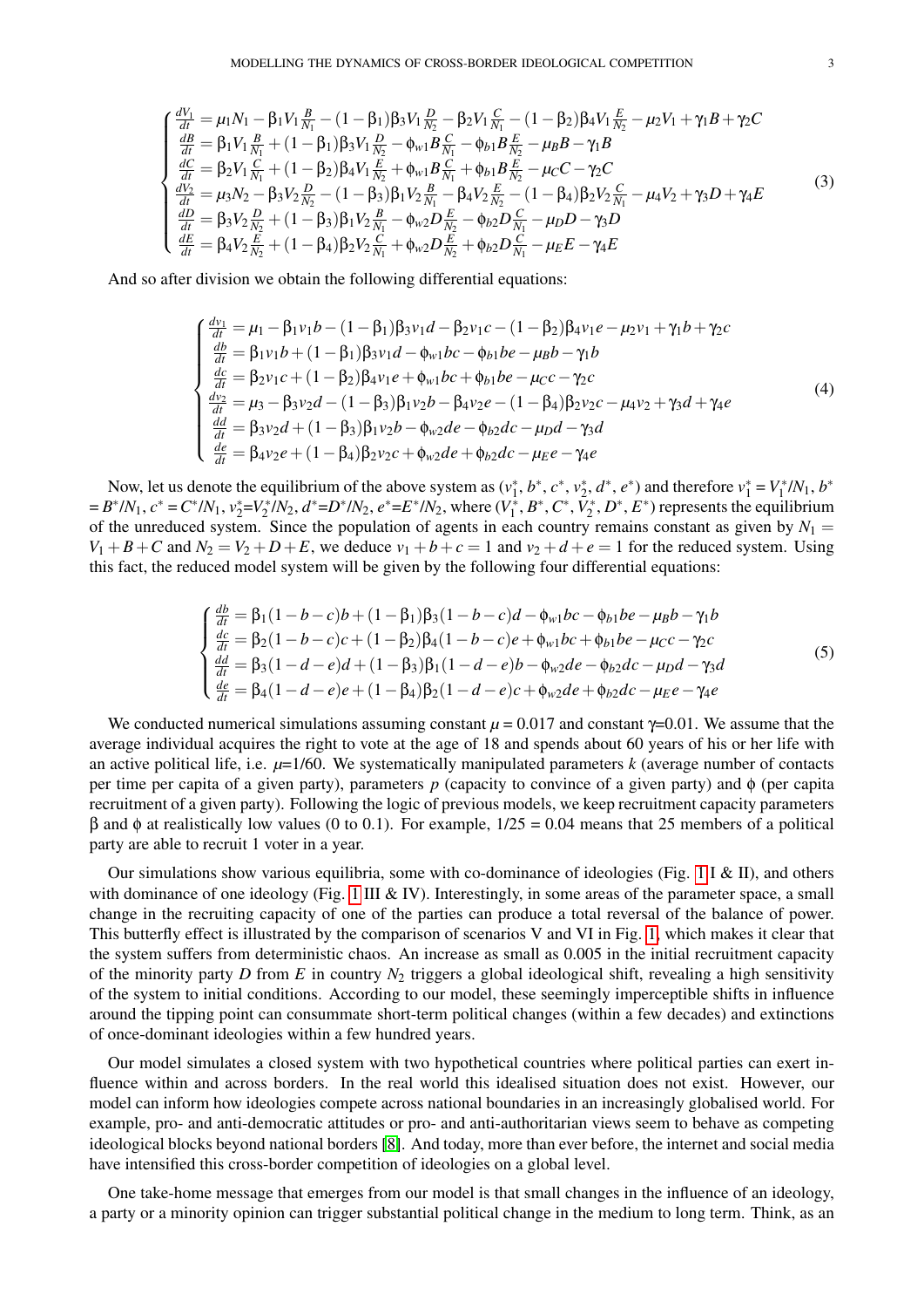$$
\begin{cases}
\frac{dV_1}{dt} = \mu_1 N_1 - \beta_1 V_1 \frac{B}{N_1} - (1-\beta_1)\beta_3 V_1 \frac{D}{N_2} - \beta_2 V_1 \frac{C}{N_1} - (1-\beta_2)\beta_4 V_1 \frac{E}{N_2} - \mu_2 V_1 + \gamma_1 B + \gamma_2 C \\
\frac{dB}{dt} = \beta_1 V_1 \frac{B}{N_1} + (1-\beta_1)\beta_3 V_1 \frac{D}{N_2} - \phi_{w1} B \frac{C}{N_1} - \phi_{b1} B \frac{E}{N_2} - \mu_B B - \gamma_1 B \\
\frac{dC}{dt} = \beta_2 V_1 \frac{C}{N_1} + (1-\beta_2)\beta_4 V_1 \frac{E}{N_2} + \phi_{w1} B \frac{C}{N_1} + \phi_{b1} B \frac{E}{N_2} - \mu_C C - \gamma_2 C \\
\frac{dV_2}{dt} = \mu_3 N_2 - \beta_3 V_2 \frac{D}{N_2} - (1-\beta_3)\beta_1 V_2 \frac{B}{N_1} - \beta_4 V_2 \frac{E}{N_2} - (1-\beta_4)\beta_2 V_2 \frac{C}{N_1} - \mu_4 V_2 + \gamma_3 D + \gamma_4 E \\
\frac{dD}{dt} = \beta_3 V_2 \frac{D}{N_2} + (1-\beta_3)\beta_1 V_2 \frac{B}{N_1} - \phi_{w2} D \frac{E}{N_2} - \phi_{b2} D \frac{C}{N_1} - \mu_D D - \gamma_3 D \\
\frac{dE}{dt} = \beta_4 V_2 \frac{E}{N_2} + (1-\beta_4)\beta_2 V_2 \frac{C}{N_1} + \phi_{w2} D \frac{E}{N_2} + \phi_{b2} D \frac{C}{N_1} - \mu_E E - \gamma_4 E
\end{cases}
\tag{3}
$$

And so after division we obtain the following differential equations:

$$
\begin{cases}
\frac{dv_1}{dt} = \mu_1 - \beta_1 v_1 b - (1-\beta_1)\beta_3 v_1 d - \beta_2 v_1 c - (1-\beta_2)\beta_4 v_1 e - \mu_2 v_1 + \gamma_1 b + \gamma_2 c \\
\frac{db}{dt} = \beta_1 v_1 b + (1-\beta_1)\beta_3 v_1 d - \phi_{w1} bc - \phi_{b1} be - \mu_B b - \gamma_1 b \\
\frac{dc}{dt} = \beta_2 v_1 c + (1-\beta_2)\beta_4 v_1 e + \phi_{w1} bc + \phi_{b1} be - \mu_C c - \gamma_2 c \\
\frac{dv_2}{dt} = \mu_3 - \beta_3 v_2 d - (1-\beta_3)\beta_1 v_2 b - \beta_4 v_2 e - (1-\beta_4)\beta_2 v_2 c - \mu_4 v_2 + \gamma_3 d + \gamma_4 e \\
\frac{dd}{dt} = \beta_3 v_2 d + (1-\beta_3)\beta_1 v_2 b - \phi_{w2} de - \phi_{b2} dc - \mu_D d - \gamma_3 d \\
\frac{de}{dt} = \beta_4 v_2 e + (1-\beta_4)\beta_2 v_2 c + \phi_{w2} de + \phi_{b2} dc - \mu_E e - \gamma_4 e
\end{cases}
\tag{4}
$$

Now, let us denote the equilibrium of the above system as $(v_1^*, b^*, c^*, v_2^*, d^*, e^*)$ and therefore $v_1^* = V_1^*/N_1$, $b^* = B^*/N_1$, $c^* = C^*/N_1$, $v_2^* = V_2^*/N_2$, $d^* = D^*/N_2$, $e^* = E^*/N_2$, where $(V_1^*, B^*, C^*, V_2^*, D^*, E^*)$ represents the equilibrium of the unreduced system. Since the population of agents in each country remains constant as given by $N_1 = V_1 + B + C$ and $N_2 = V_2 + D + E$, we deduce $v_1 + b + c = 1$ and $v_2 + d + e = 1$ for the reduced system. Using this fact, the reduced model system will be given by the following four differential equations:

$$
\begin{cases}
\frac{db}{dt} = \beta_1(1-b-c)b + (1-\beta_1)\beta_3(1-b-c)d - \phi_{w1} bc - \phi_{b1} be - \mu_B b - \gamma_1 b \\
\frac{dc}{dt} = \beta_2(1-b-c)c + (1-\beta_2)\beta_4(1-b-c)e + \phi_{w1} bc + \phi_{b1} be - \mu_C c - \gamma_2 c \\
\frac{dd}{dt} = \beta_3(1-d-e)d + (1-\beta_3)\beta_1(1-d-e)b - \phi_{w2} de - \phi_{b2} dc - \mu_D d - \gamma_3 d \\
\frac{de}{dt} = \beta_4(1-d-e)e + (1-\beta_4)\beta_2(1-d-e)c + \phi_{w2} de + \phi_{b2} dc - \mu_E e - \gamma_4 e
\end{cases}
\tag{5}
$$

We conducted numerical simulations assuming constant $\mu = 0.017$ and constant $\gamma$=0.01. We assume that the average individual acquires the right to vote at the age of 18 and spends about 60 years of his or her life with an active political life, i.e. $\mu$=1/60. We systematically manipulated parameters $k$ (average number of contacts per time per capita of a given party), parameters $p$ (capacity to convince of a given party) and $\phi$ (per capita recruitment of a given party). Following the logic of previous models, we keep recruitment capacity parameters $\beta$ and $\phi$ at realistically low values (0 to 0.1). For example, 1/25 = 0.04 means that 25 members of a political party are able to recruit 1 voter in a year.

Our simulations show various equilibria, some with co-dominance of ideologies (Fig. 1 I & II), and others with dominance of one ideology (Fig. 1 III & IV). Interestingly, in some areas of the parameter space, a small change in the recruiting capacity of one of the parties can produce a total reversal of the balance of power. This butterfly effect is illustrated by the comparison of scenarios V and VI in Fig. 1, which makes it clear that the system suffers from deterministic chaos. An increase as small as 0.005 in the initial recruitment capacity of the minority party $D$ from $E$ in country $N_2$ triggers a global ideological shift, revealing a high sensitivity of the system to initial conditions. According to our model, these seemingly imperceptible shifts in influence around the tipping point can consummate short-term political changes (within a few decades) and extinctions of once-dominant ideologies within a few hundred years.

Our model simulates a closed system with two hypothetical countries where political parties can exert influence within and across borders. In the real world this idealised situation does not exist. However, our model can inform how ideologies compete across national boundaries in an increasingly globalised world. For example, pro- and anti-democratic attitudes or pro- and anti-authoritarian views seem to behave as competing ideological blocks beyond national borders [8]. And today, more than ever before, the internet and social media have intensified this cross-border competition of ideologies on a global level.

One take-home message that emerges from our model is that small changes in the influence of an ideology, a party or a minority opinion can trigger substantial political change in the medium to long term. Think, as an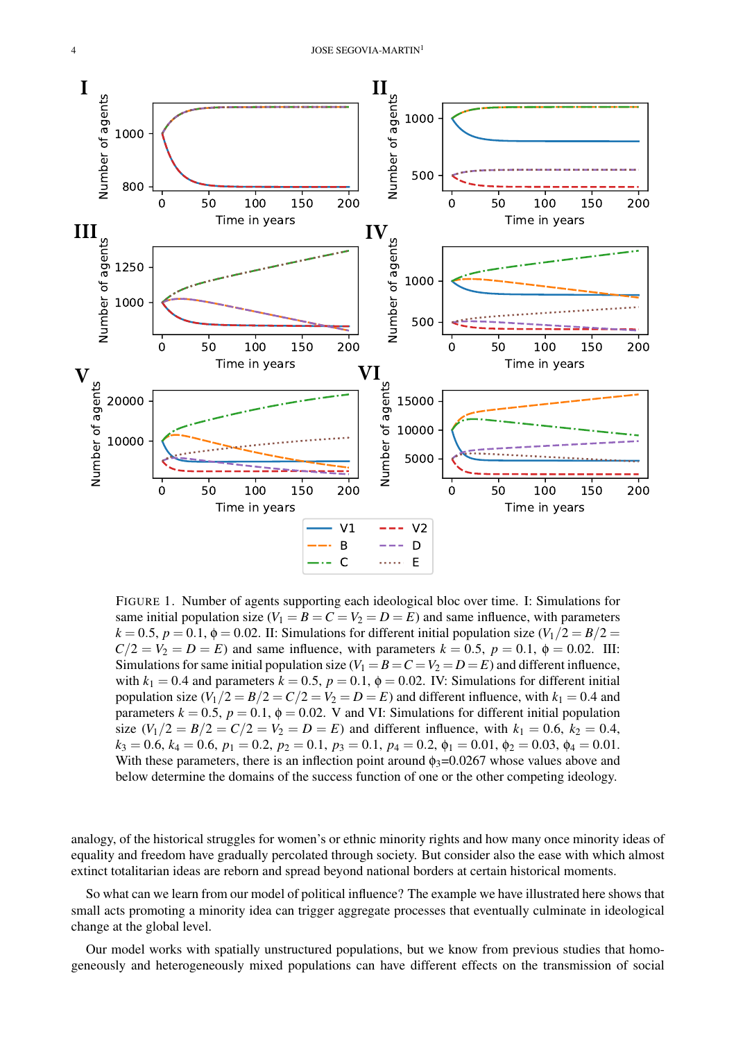FIGURE 1. Number of agents supporting each ideological bloc over time. I: Simulations for same initial population size ($V_1 = B = C = V_2 = D = E$) and same influence, with parameters $k = 0.5$, $p = 0.1$, $\phi = 0.02$. II: Simulations for different initial population size ($V_1/2 = B/2 = C/2 = V_2 = D = E$) and same influence, with parameters $k = 0.5$, $p = 0.1$, $\phi = 0.02$. III: Simulations for same initial population size ($V_1 = B = C = V_2 = D = E$) and different influence, with $k_1 = 0.4$ and parameters $k = 0.5$, $p = 0.1$, $\phi = 0.02$. IV: Simulations for different initial population size ($V_1/2 = B/2 = C/2 = V_2 = D = E$) and different influence, with $k_1 = 0.4$ and parameters $k = 0.5$, $p = 0.1$, $\phi = 0.02$. V and VI: Simulations for different initial population size ($V_1/2 = B/2 = C/2 = V_2 = D = E$) and different influence, with $k_1 = 0.6$, $k_2 = 0.4$, $k_3 = 0.6$, $k_4 = 0.6$, $p_1 = 0.2$, $p_2 = 0.1$, $p_3 = 0.1$, $p_4 = 0.2$, $\phi_1 = 0.01$, $\phi_2 = 0.03$, $\phi_4 = 0.01$. With these parameters, there is an inflection point around $\phi_3$=0.0267 whose values above and below determine the domains of the success function of one or the other competing ideology.

analogy, of the historical struggles for women's or ethnic minority rights and how many once minority ideas of equality and freedom have gradually percolated through society. But consider also the ease with which almost extinct totalitarian ideas are reborn and spread beyond national borders at certain historical moments.

So what can we learn from our model of political influence? The example we have illustrated here shows that small acts promoting a minority idea can trigger aggregate processes that eventually culminate in ideological change at the global level.

Our model works with spatially unstructured populations, but we know from previous studies that homogeneously and heterogeneously mixed populations can have different effects on the transmission of social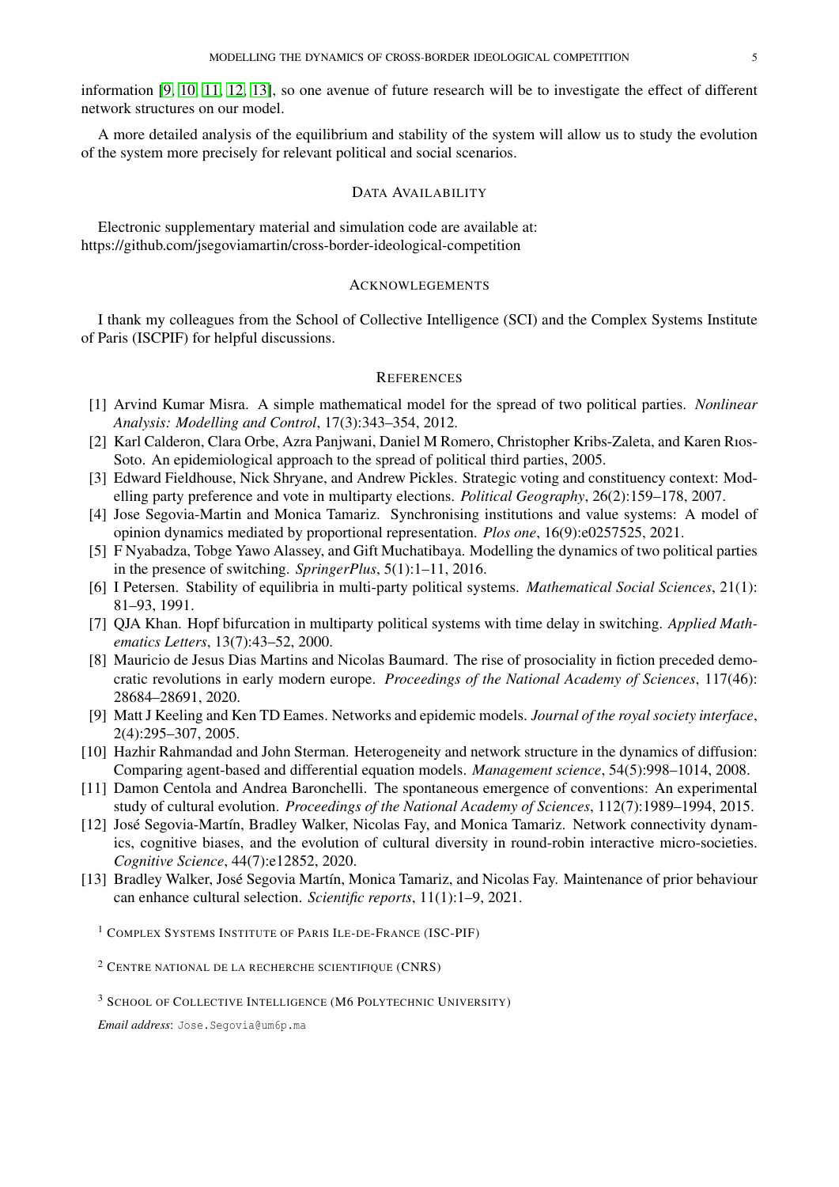information [9, 10, 11, 12, 13], so one avenue of future research will be to investigate the effect of different network structures on our model.

A more detailed analysis of the equilibrium and stability of the system will allow us to study the evolution of the system more precisely for relevant political and social scenarios.

## Data Availability

Electronic supplementary material and simulation code are available at:
https://github.com/jsegoviamartin/cross-border-ideological-competition

## Acknowlegements

I thank my colleagues from the School of Collective Intelligence (SCI) and the Complex Systems Institute of Paris (ISCPIF) for helpful discussions.

## References

[1] Arvind Kumar Misra. A simple mathematical model for the spread of two political parties. *Nonlinear Analysis: Modelling and Control*, 17(3):343–354, 2012.

[2] Karl Calderon, Clara Orbe, Azra Panjwani, Daniel M Romero, Christopher Kribs-Zaleta, and Karen Rıos-Soto. An epidemiological approach to the spread of political third parties, 2005.

[3] Edward Fieldhouse, Nick Shryane, and Andrew Pickles. Strategic voting and constituency context: Modelling party preference and vote in multiparty elections. *Political Geography*, 26(2):159–178, 2007.

[4] Jose Segovia-Martin and Monica Tamariz. Synchronising institutions and value systems: A model of opinion dynamics mediated by proportional representation. *Plos one*, 16(9):e0257525, 2021.

[5] F Nyabadza, Tobge Yawo Alassey, and Gift Muchatibaya. Modelling the dynamics of two political parties in the presence of switching. *SpringerPlus*, 5(1):1–11, 2016.

[6] I Petersen. Stability of equilibria in multi-party political systems. *Mathematical Social Sciences*, 21(1): 81–93, 1991.

[7] QJA Khan. Hopf bifurcation in multiparty political systems with time delay in switching. *Applied Mathematics Letters*, 13(7):43–52, 2000.

[8] Mauricio de Jesus Dias Martins and Nicolas Baumard. The rise of prosociality in fiction preceded democratic revolutions in early modern europe. *Proceedings of the National Academy of Sciences*, 117(46): 28684–28691, 2020.

[9] Matt J Keeling and Ken TD Eames. Networks and epidemic models. *Journal of the royal society interface*, 2(4):295–307, 2005.

[10] Hazhir Rahmandad and John Sterman. Heterogeneity and network structure in the dynamics of diffusion: Comparing agent-based and differential equation models. *Management science*, 54(5):998–1014, 2008.

[11] Damon Centola and Andrea Baronchelli. The spontaneous emergence of conventions: An experimental study of cultural evolution. *Proceedings of the National Academy of Sciences*, 112(7):1989–1994, 2015.

[12] José Segovia-Martín, Bradley Walker, Nicolas Fay, and Monica Tamariz. Network connectivity dynamics, cognitive biases, and the evolution of cultural diversity in round-robin interactive micro-societies. *Cognitive Science*, 44(7):e12852, 2020.

[13] Bradley Walker, José Segovia Martín, Monica Tamariz, and Nicolas Fay. Maintenance of prior behaviour can enhance cultural selection. *Scientific reports*, 11(1):1–9, 2021.

[1] Complex Systems Institute of Paris Ile-de-France (ISC-PIF)

[2] Centre national de la recherche scientifique (CNRS)

[3] School of Collective Intelligence (M6 Polytechnic University)

*Email address*: Jose.Segovia@um6p.ma